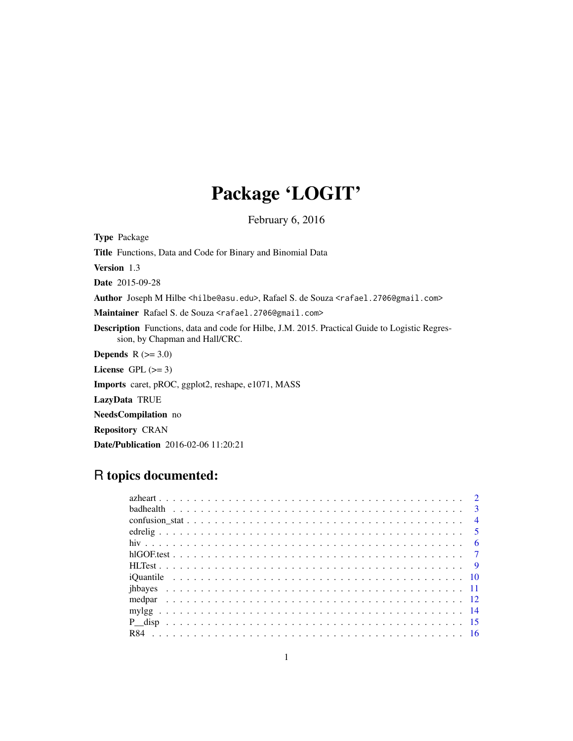# Package 'LOGIT'

February 6, 2016

**Type** Package

**Title** Functions, Data and Code for Binary and Binomial Data

**Version** 1.3

**Date** 2015-09-28

**Author** Joseph M Hilbe <hilbe@asu.edu>, Rafael S. de Souza <rafael.2706@gmail.com>

**Maintainer** Rafael S. de Souza <rafael.2706@gmail.com>

**Description** Functions, data and code for Hilbe, J.M. 2015. Practical Guide to Logistic Regression, by Chapman and Hall/CRC.

**Depends** R (>= 3.0)

**License** GPL (>= 3)

**Imports** caret, pROC, ggplot2, reshape, e1071, MASS

**LazyData** TRUE

**NeedsCompilation** no

**Repository** CRAN

**Date/Publication** 2016-02-06 11:20:21

## R topics documented:

| | |
|---|---|
| azheart | 2 |
| badhealth | 3 |
| confusion_stat | 4 |
| edrelig | 5 |
| hiv | 6 |
| hlGOF.test | 7 |
| HLTest | 9 |
| iQuantile | 10 |
| jhbayes | 11 |
| medpar | 12 |
| mylgg | 14 |
| P__disp | 15 |
| R84 | 16 |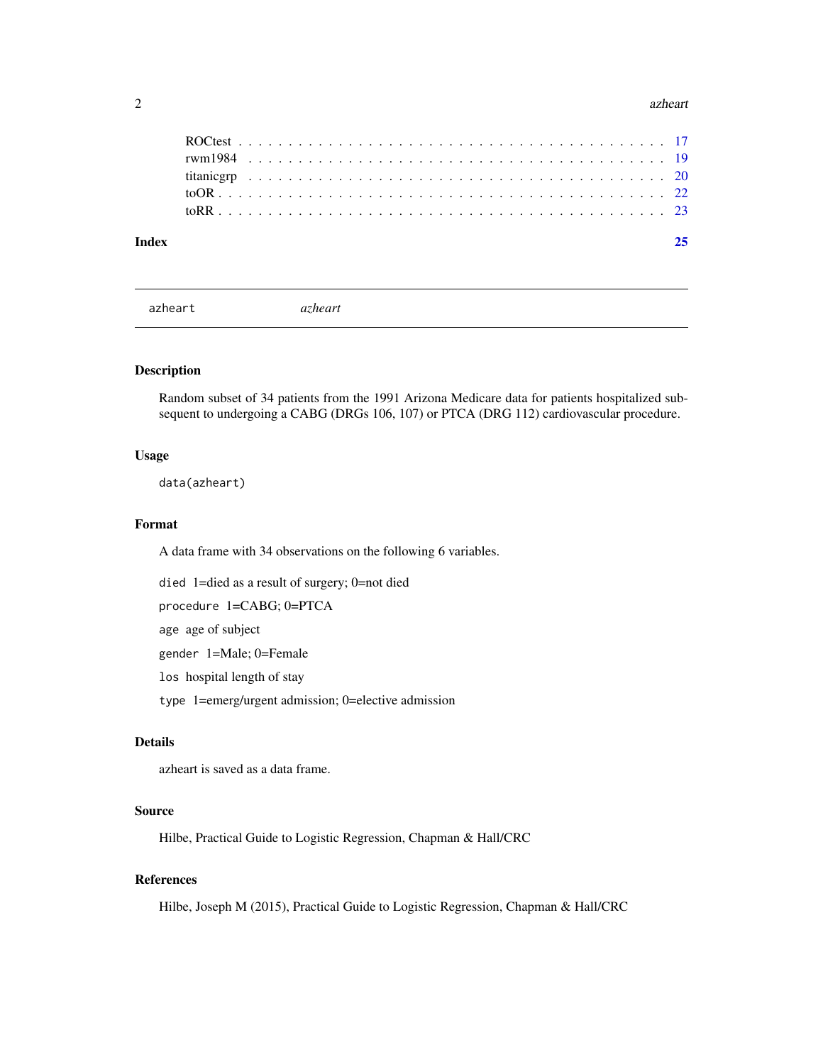ROCtest . . . . . . . . . . . . . . . . . . . . . . . . . . . . . . . . . . . . . . . . 17
rwm1984 . . . . . . . . . . . . . . . . . . . . . . . . . . . . . . . . . . . . . . . . 19
titanicgrp . . . . . . . . . . . . . . . . . . . . . . . . . . . . . . . . . . . . . . . 20
toOR . . . . . . . . . . . . . . . . . . . . . . . . . . . . . . . . . . . . . . . . . . 22
toRR . . . . . . . . . . . . . . . . . . . . . . . . . . . . . . . . . . . . . . . . . . 23

**Index** 25

---

`azheart` *azheart*

---

## Description

Random subset of 34 patients from the 1991 Arizona Medicare data for patients hospitalized subsequent to undergoing a CABG (DRGs 106, 107) or PTCA (DRG 112) cardiovascular procedure.

## Usage

```
data(azheart)
```

## Format

A data frame with 34 observations on the following 6 variables.

`died` 1=died as a result of surgery; 0=not died

`procedure` 1=CABG; 0=PTCA

`age` age of subject

`gender` 1=Male; 0=Female

`los` hospital length of stay

`type` 1=emerg/urgent admission; 0=elective admission

## Details

azheart is saved as a data frame.

## Source

Hilbe, Practical Guide to Logistic Regression, Chapman & Hall/CRC

## References

Hilbe, Joseph M (2015), Practical Guide to Logistic Regression, Chapman & Hall/CRC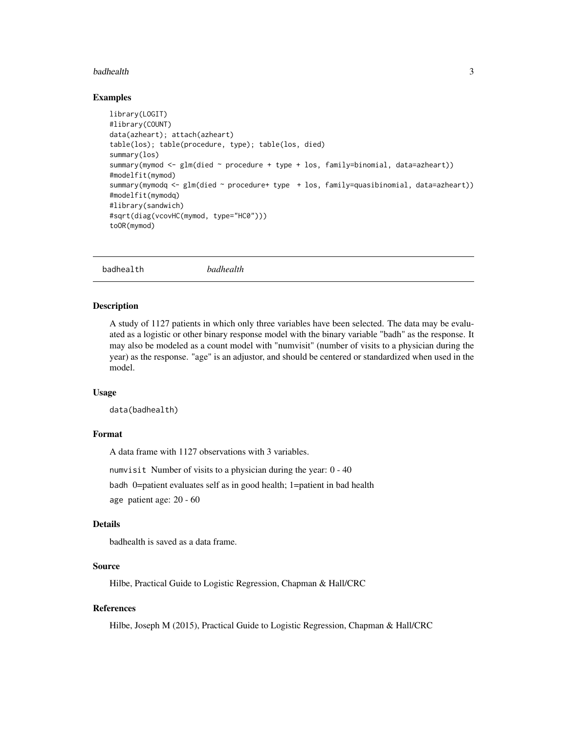## Examples

```
library(LOGIT)
#library(COUNT)
data(azheart); attach(azheart)
table(los); table(procedure, type); table(los, died)
summary(los)
summary(mymod <- glm(died ~ procedure + type + los, family=binomial, data=azheart))
#modelfit(mymod)
summary(mymodq <- glm(died ~ procedure+ type  + los, family=quasibinomial, data=azheart))
#modelfit(mymodq)
#library(sandwich)
#sqrt(diag(vcovHC(mymod, type="HC0")))
toOR(mymod)
```

---

# badhealth *badhealth*

---

## Description

A study of 1127 patients in which only three variables have been selected. The data may be evaluated as a logistic or other binary response model with the binary variable "badh" as the response. It may also be modeled as a count model with "numvisit" (number of visits to a physician during the year) as the response. "age" is an adjustor, and should be centered or standardized when used in the model.

## Usage

```
data(badhealth)
```

## Format

A data frame with 1127 observations with 3 variables.

`numvisit` Number of visits to a physician during the year: 0 - 40

`badh` 0=patient evaluates self as in good health; 1=patient in bad health

`age` patient age: 20 - 60

## Details

badhealth is saved as a data frame.

## Source

Hilbe, Practical Guide to Logistic Regression, Chapman & Hall/CRC

## References

Hilbe, Joseph M (2015), Practical Guide to Logistic Regression, Chapman & Hall/CRC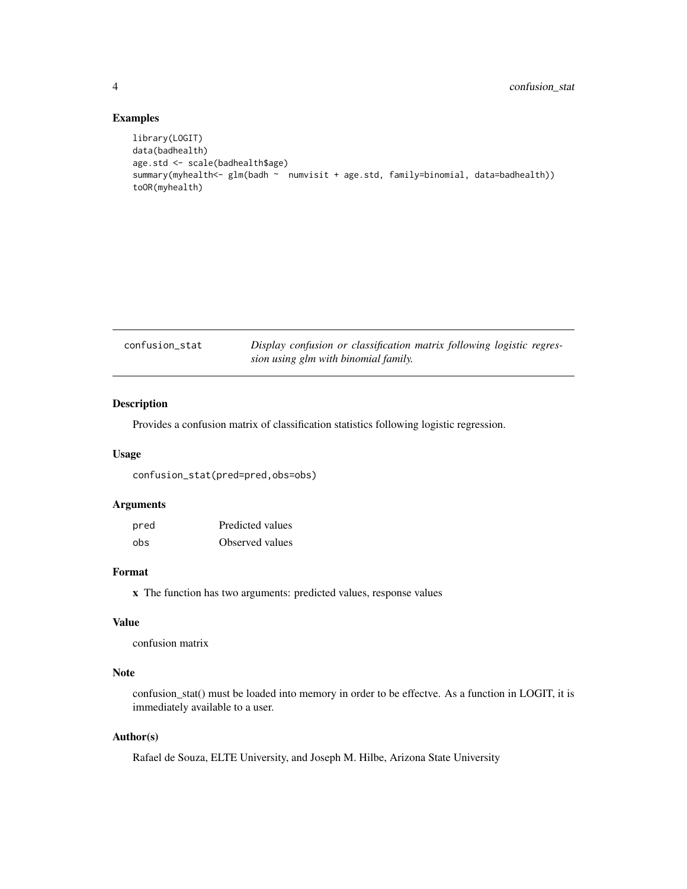## Examples

```
library(LOGIT)
data(badhealth)
age.std <- scale(badhealth$age)
summary(myhealth<- glm(badh ~  numvisit + age.std, family=binomial, data=badhealth))
toOR(myhealth)
```

---

# confusion_stat — *Display confusion or classification matrix following logistic regression using glm with binomial family.*

---

## Description

Provides a confusion matrix of classification statistics following logistic regression.

## Usage

```
confusion_stat(pred=pred,obs=obs)
```

## Arguments

| | |
|---|---|
| pred | Predicted values |
| obs | Observed values |

## Format

**x** The function has two arguments: predicted values, response values

## Value

confusion matrix

## Note

confusion_stat() must be loaded into memory in order to be effectve. As a function in LOGIT, it is immediately available to a user.

## Author(s)

Rafael de Souza, ELTE University, and Joseph M. Hilbe, Arizona State University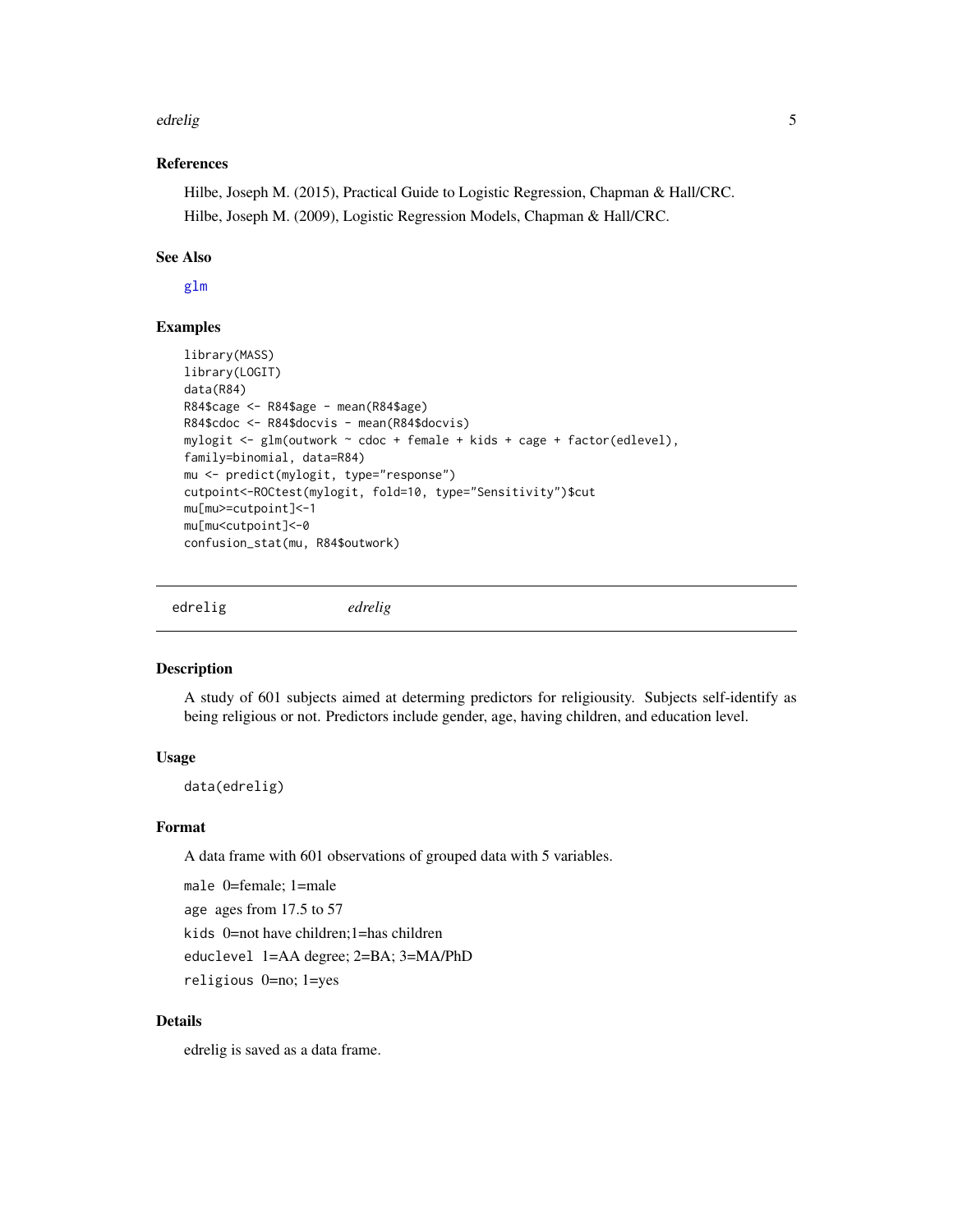## References

Hilbe, Joseph M. (2015), Practical Guide to Logistic Regression, Chapman & Hall/CRC.

Hilbe, Joseph M. (2009), Logistic Regression Models, Chapman & Hall/CRC.

## See Also

glm

## Examples

```
library(MASS)
library(LOGIT)
data(R84)
R84$cage <- R84$age - mean(R84$age)
R84$cdoc <- R84$docvis - mean(R84$docvis)
mylogit <- glm(outwork ~ cdoc + female + kids + cage + factor(edlevel),
family=binomial, data=R84)
mu <- predict(mylogit, type="response")
cutpoint<-ROCtest(mylogit, fold=10, type="Sensitivity")$cut
mu[mu>=cutpoint]<-1
mu[mu<cutpoint]<-0
confusion_stat(mu, R84$outwork)
```

---

# edrelig *edrelig*

---

## Description

A study of 601 subjects aimed at determing predictors for religiousity. Subjects self-identify as being religious or not. Predictors include gender, age, having children, and education level.

## Usage

```
data(edrelig)
```

## Format

A data frame with 601 observations of grouped data with 5 variables.

`male` 0=female; 1=male

`age` ages from 17.5 to 57

`kids` 0=not have children;1=has children

`educlevel` 1=AA degree; 2=BA; 3=MA/PhD

`religious` 0=no; 1=yes

## Details

edrelig is saved as a data frame.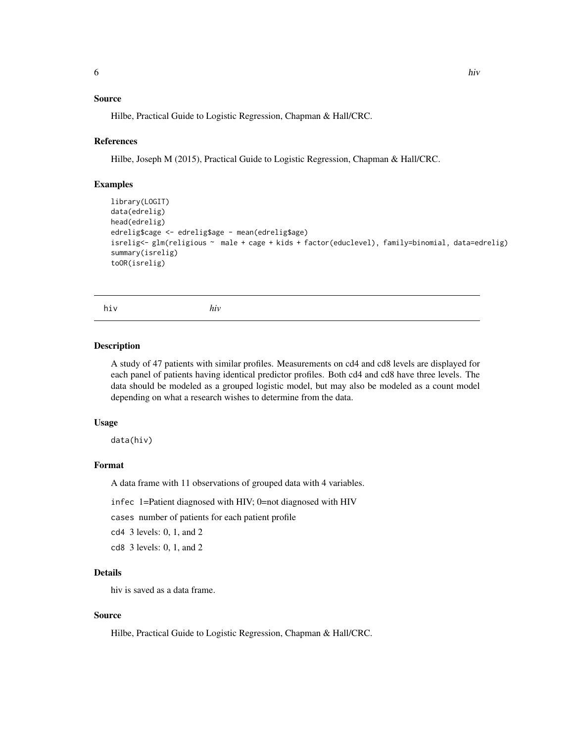### Source

Hilbe, Practical Guide to Logistic Regression, Chapman & Hall/CRC.

### References

Hilbe, Joseph M (2015), Practical Guide to Logistic Regression, Chapman & Hall/CRC.

### Examples

```
library(LOGIT)
data(edrelig)
head(edrelig)
edrelig$cage <- edrelig$age - mean(edrelig$age)
isrelig<- glm(religious ~  male + cage + kids + factor(educlevel), family=binomial, data=edrelig)
summary(isrelig)
toOR(isrelig)
```

---

## hiv *hiv*

---

### Description

A study of 47 patients with similar profiles. Measurements on cd4 and cd8 levels are displayed for each panel of patients having identical predictor profiles. Both cd4 and cd8 have three levels. The data should be modeled as a grouped logistic model, but may also be modeled as a count model depending on what a research wishes to determine from the data.

### Usage

```
data(hiv)
```

### Format

A data frame with 11 observations of grouped data with 4 variables.

`infec` 1=Patient diagnosed with HIV; 0=not diagnosed with HIV

`cases` number of patients for each patient profile

`cd4` 3 levels: 0, 1, and 2

`cd8` 3 levels: 0, 1, and 2

### Details

hiv is saved as a data frame.

### Source

Hilbe, Practical Guide to Logistic Regression, Chapman & Hall/CRC.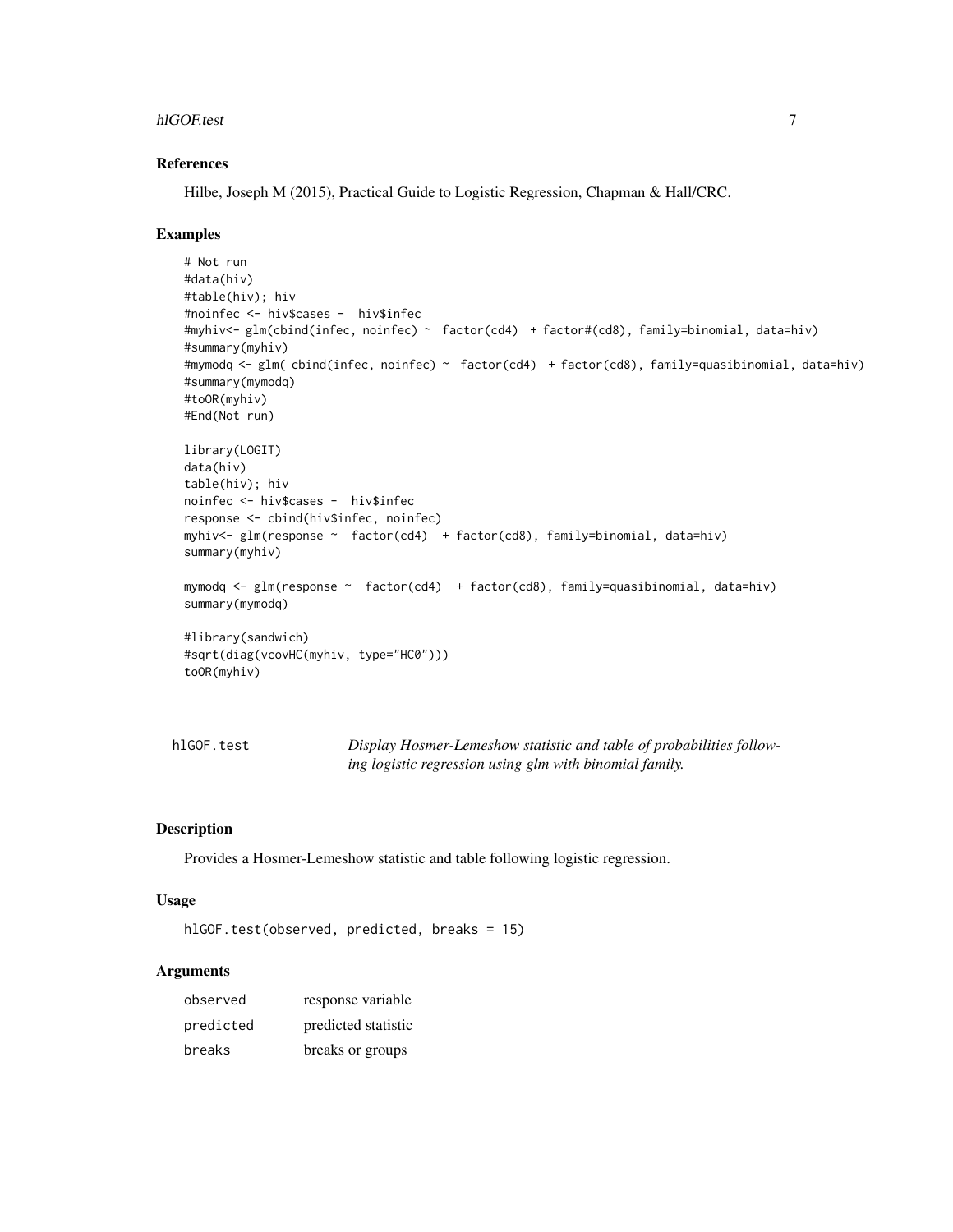### References

Hilbe, Joseph M (2015), Practical Guide to Logistic Regression, Chapman & Hall/CRC.

### Examples

```
# Not run
#data(hiv)
#table(hiv); hiv
#noinfec <- hiv$cases -  hiv$infec
#myhiv<- glm(cbind(infec, noinfec) ~  factor(cd4)  + factor#(cd8), family=binomial, data=hiv)
#summary(myhiv)
#mymodq <- glm( cbind(infec, noinfec) ~  factor(cd4)  + factor(cd8), family=quasibinomial, data=hiv)
#summary(mymodq)
#toOR(myhiv)
#End(Not run)

library(LOGIT)
data(hiv)
table(hiv); hiv
noinfec <- hiv$cases -  hiv$infec
response <- cbind(hiv$infec, noinfec)
myhiv<- glm(response ~  factor(cd4)  + factor(cd8), family=binomial, data=hiv)
summary(myhiv)

mymodq <- glm(response ~  factor(cd4)  + factor(cd8), family=quasibinomial, data=hiv)
summary(mymodq)

#library(sandwich)
#sqrt(diag(vcovHC(myhiv, type="HC0")))
toOR(myhiv)
```

---

## hlGOF.test — *Display Hosmer-Lemeshow statistic and table of probabilities following logistic regression using glm with binomial family.*

### Description

Provides a Hosmer-Lemeshow statistic and table following logistic regression.

### Usage

```
hlGOF.test(observed, predicted, breaks = 15)
```

### Arguments

| | |
|---|---|
| observed | response variable |
| predicted | predicted statistic |
| breaks | breaks or groups |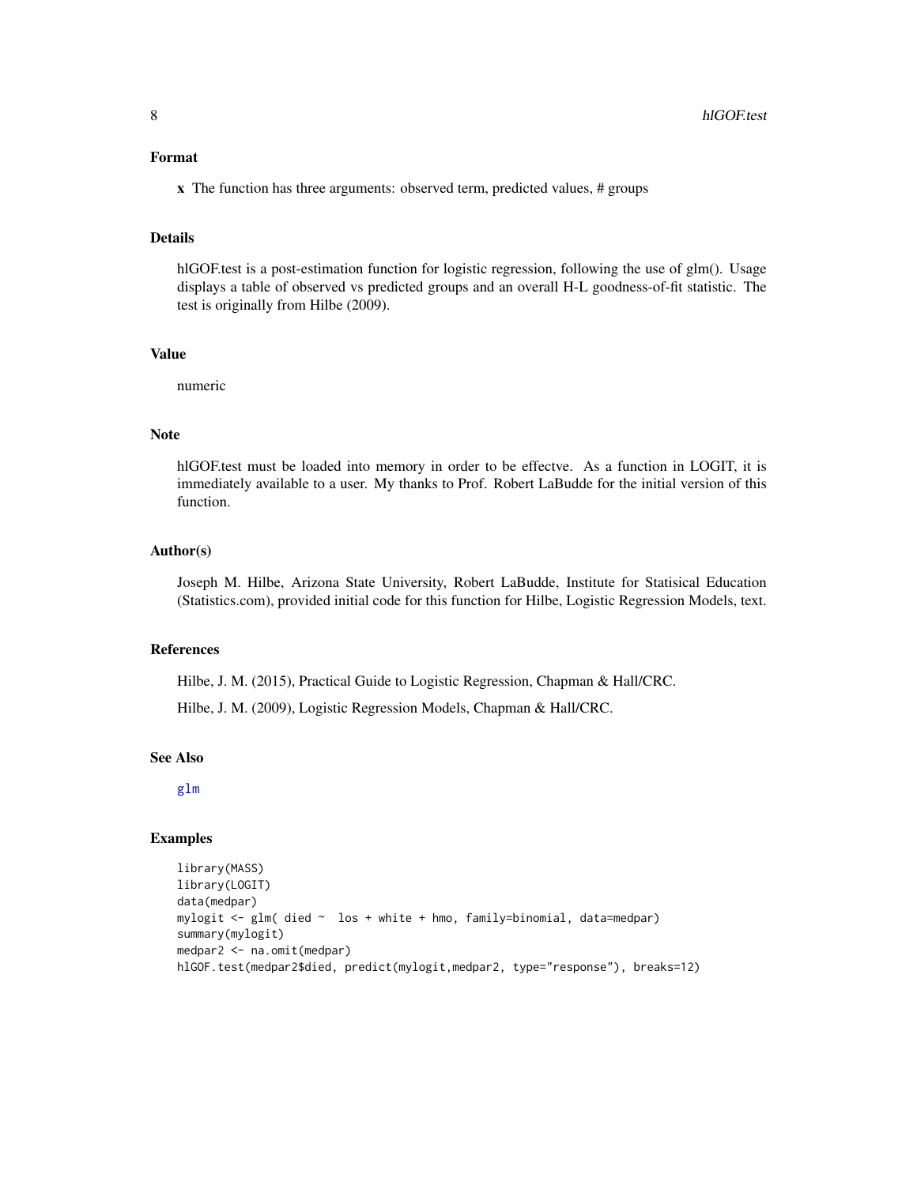## Format

**x** The function has three arguments: observed term, predicted values, # groups

## Details

hlGOF.test is a post-estimation function for logistic regression, following the use of glm(). Usage displays a table of observed vs predicted groups and an overall H-L goodness-of-fit statistic. The test is originally from Hilbe (2009).

## Value

numeric

## Note

hlGOF.test must be loaded into memory in order to be effectve. As a function in LOGIT, it is immediately available to a user. My thanks to Prof. Robert LaBudde for the initial version of this function.

## Author(s)

Joseph M. Hilbe, Arizona State University, Robert LaBudde, Institute for Statisical Education (Statistics.com), provided initial code for this function for Hilbe, Logistic Regression Models, text.

## References

Hilbe, J. M. (2015), Practical Guide to Logistic Regression, Chapman & Hall/CRC.

Hilbe, J. M. (2009), Logistic Regression Models, Chapman & Hall/CRC.

## See Also

glm

## Examples

```
library(MASS)
library(LOGIT)
data(medpar)
mylogit <- glm( died ~  los + white + hmo, family=binomial, data=medpar)
summary(mylogit)
medpar2 <- na.omit(medpar)
hlGOF.test(medpar2$died, predict(mylogit,medpar2, type="response"), breaks=12)
```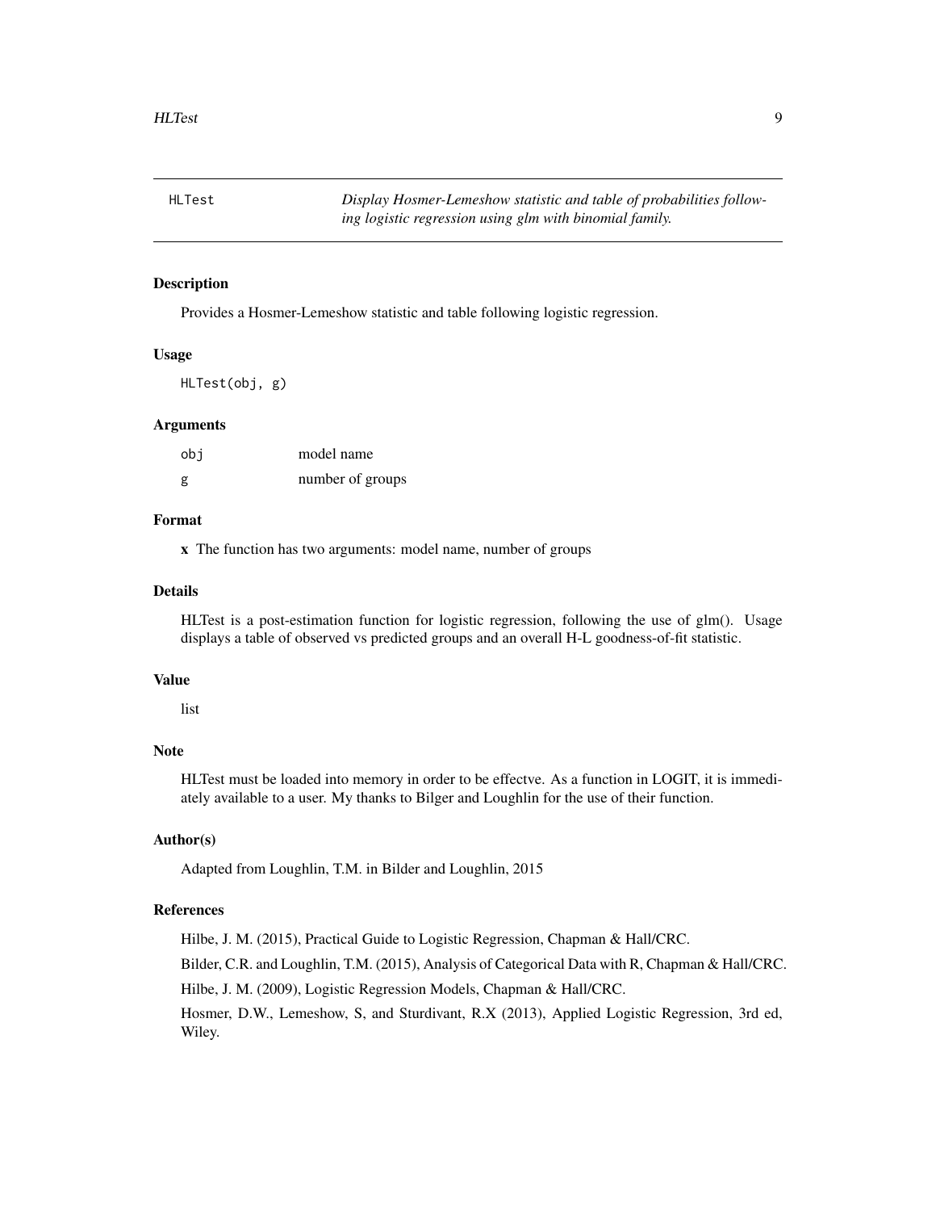## HLTest — *Display Hosmer-Lemeshow statistic and table of probabilities following logistic regression using glm with binomial family.*

### Description

Provides a Hosmer-Lemeshow statistic and table following logistic regression.

### Usage

```
HLTest(obj, g)
```

### Arguments

| | |
|---|---|
| obj | model name |
| g | number of groups |

### Format

**x** The function has two arguments: model name, number of groups

### Details

HLTest is a post-estimation function for logistic regression, following the use of glm(). Usage displays a table of observed vs predicted groups and an overall H-L goodness-of-fit statistic.

### Value

list

### Note

HLTest must be loaded into memory in order to be effectve. As a function in LOGIT, it is immediately available to a user. My thanks to Bilger and Loughlin for the use of their function.

### Author(s)

Adapted from Loughlin, T.M. in Bilder and Loughlin, 2015

### References

Hilbe, J. M. (2015), Practical Guide to Logistic Regression, Chapman & Hall/CRC.

Bilder, C.R. and Loughlin, T.M. (2015), Analysis of Categorical Data with R, Chapman & Hall/CRC.

Hilbe, J. M. (2009), Logistic Regression Models, Chapman & Hall/CRC.

Hosmer, D.W., Lemeshow, S, and Sturdivant, R.X (2013), Applied Logistic Regression, 3rd ed, Wiley.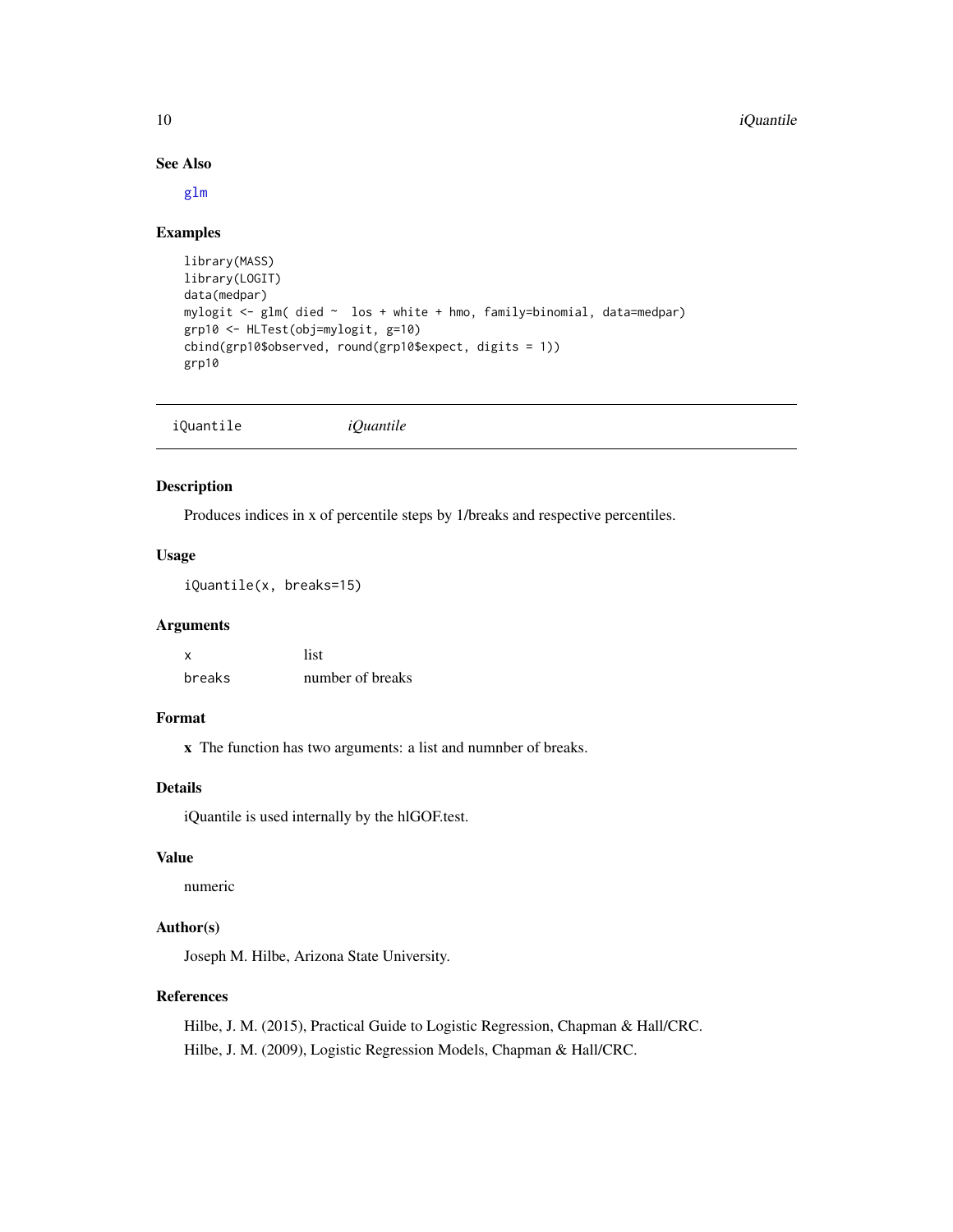### See Also

glm

### Examples

```
library(MASS)
library(LOGIT)
data(medpar)
mylogit <- glm( died ~  los + white + hmo, family=binomial, data=medpar)
grp10 <- HLTest(obj=mylogit, g=10)
cbind(grp10$observed, round(grp10$expect, digits = 1))
grp10
```

---

## iQuantile *iQuantile*

---

### Description

Produces indices in x of percentile steps by 1/breaks and respective percentiles.

### Usage

```
iQuantile(x, breaks=15)
```

### Arguments

| | |
|---|---|
| `x` | list |
| `breaks` | number of breaks |

### Format

**x** The function has two arguments: a list and numnber of breaks.

### Details

iQuantile is used internally by the hlGOF.test.

### Value

numeric

### Author(s)

Joseph M. Hilbe, Arizona State University.

### References

Hilbe, J. M. (2015), Practical Guide to Logistic Regression, Chapman & Hall/CRC.

Hilbe, J. M. (2009), Logistic Regression Models, Chapman & Hall/CRC.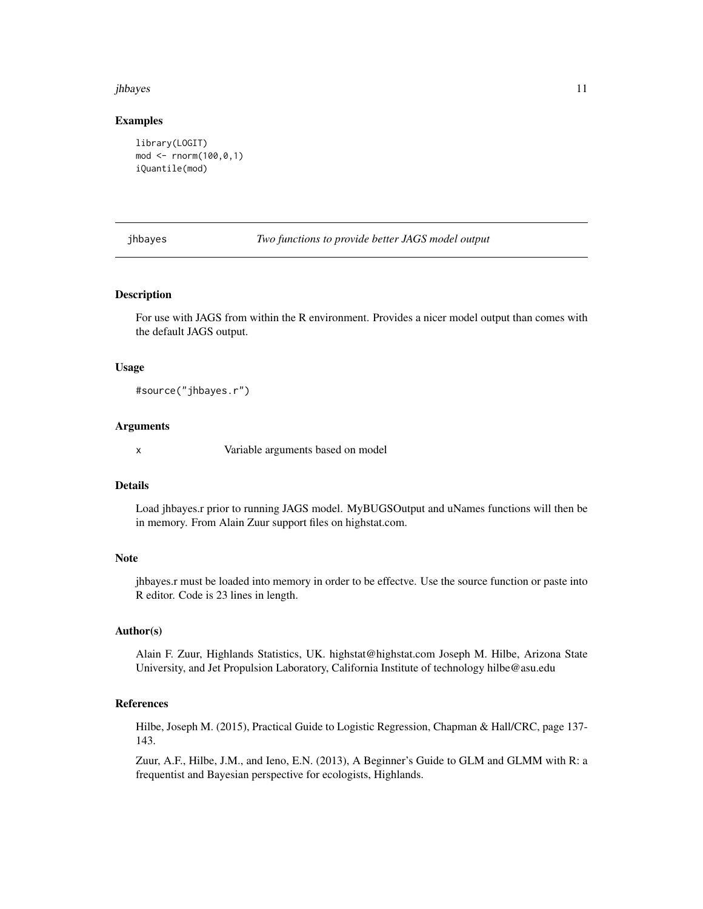## Examples

```
library(LOGIT)
mod <- rnorm(100,0,1)
iQuantile(mod)
```

---

# jhbayes *Two functions to provide better JAGS model output*

---

## Description

For use with JAGS from within the R environment. Provides a nicer model output than comes with the default JAGS output.

## Usage

```
#source("jhbayes.r")
```

## Arguments

| | |
|---|---|
| x | Variable arguments based on model |

## Details

Load jhbayes.r prior to running JAGS model. MyBUGSOutput and uNames functions will then be in memory. From Alain Zuur support files on highstat.com.

## Note

jhbayes.r must be loaded into memory in order to be effectve. Use the source function or paste into R editor. Code is 23 lines in length.

## Author(s)

Alain F. Zuur, Highlands Statistics, UK. highstat@highstat.com Joseph M. Hilbe, Arizona State University, and Jet Propulsion Laboratory, California Institute of technology hilbe@asu.edu

## References

Hilbe, Joseph M. (2015), Practical Guide to Logistic Regression, Chapman & Hall/CRC, page 137-143.

Zuur, A.F., Hilbe, J.M., and Ieno, E.N. (2013), A Beginner's Guide to GLM and GLMM with R: a frequentist and Bayesian perspective for ecologists, Highlands.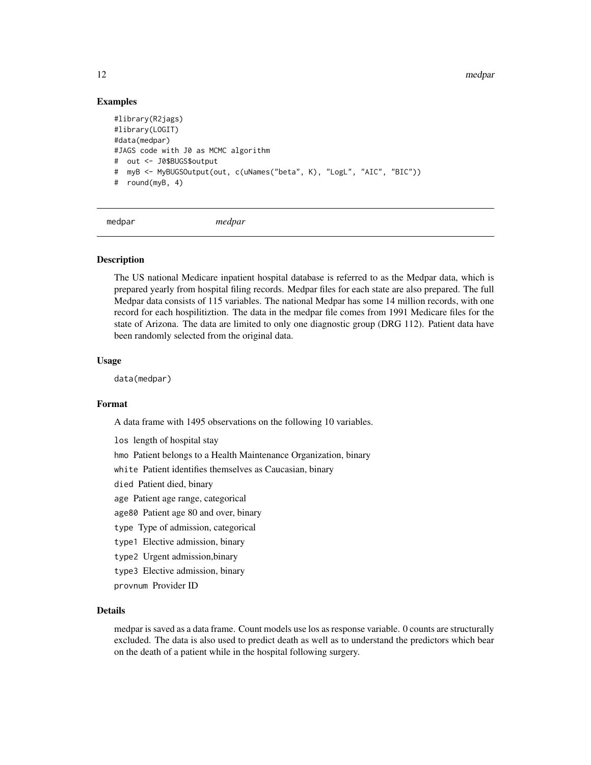## Examples

```
#library(R2jags)
#library(LOGIT)
#data(medpar)
#JAGS code with J0 as MCMC algorithm
#  out <- J0$BUGS$output
#  myB <- MyBUGSOutput(out, c(uNames("beta", K), "LogL", "AIC", "BIC"))
#  round(myB, 4)
```

---

# medpar — *medpar*

---

## Description

The US national Medicare inpatient hospital database is referred to as the Medpar data, which is prepared yearly from hospital filing records. Medpar files for each state are also prepared. The full Medpar data consists of 115 variables. The national Medpar has some 14 million records, with one record for each hospilitiztion. The data in the medpar file comes from 1991 Medicare files for the state of Arizona. The data are limited to only one diagnostic group (DRG 112). Patient data have been randomly selected from the original data.

## Usage

```
data(medpar)
```

## Format

A data frame with 1495 observations on the following 10 variables.

`los` length of hospital stay

`hmo` Patient belongs to a Health Maintenance Organization, binary

`white` Patient identifies themselves as Caucasian, binary

`died` Patient died, binary

`age` Patient age range, categorical

`age80` Patient age 80 and over, binary

`type` Type of admission, categorical

`type1` Elective admission, binary

`type2` Urgent admission,binary

`type3` Elective admission, binary

`provnum` Provider ID

## Details

medpar is saved as a data frame. Count models use los as response variable. 0 counts are structurally excluded. The data is also used to predict death as well as to understand the predictors which bear on the death of a patient while in the hospital following surgery.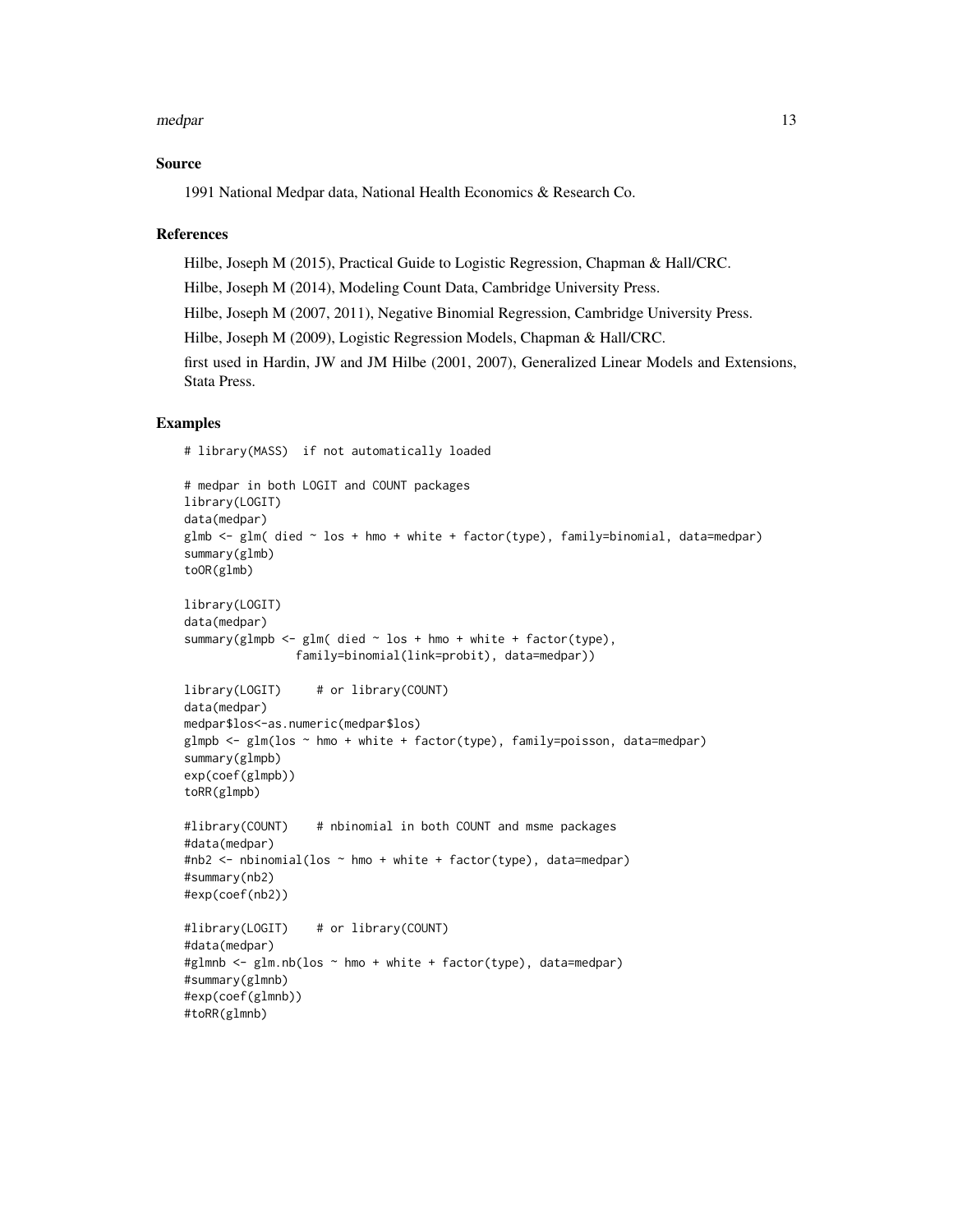## Source

1991 National Medpar data, National Health Economics & Research Co.

## References

Hilbe, Joseph M (2015), Practical Guide to Logistic Regression, Chapman & Hall/CRC.

Hilbe, Joseph M (2014), Modeling Count Data, Cambridge University Press.

Hilbe, Joseph M (2007, 2011), Negative Binomial Regression, Cambridge University Press.

Hilbe, Joseph M (2009), Logistic Regression Models, Chapman & Hall/CRC.

first used in Hardin, JW and JM Hilbe (2001, 2007), Generalized Linear Models and Extensions, Stata Press.

## Examples

```
# library(MASS)  if not automatically loaded

# medpar in both LOGIT and COUNT packages
library(LOGIT)
data(medpar)
glmb <- glm( died ~ los + hmo + white + factor(type), family=binomial, data=medpar)
summary(glmb)
toOR(glmb)

library(LOGIT)
data(medpar)
summary(glmpb <- glm( died ~ los + hmo + white + factor(type),
                family=binomial(link=probit), data=medpar))

library(LOGIT)     # or library(COUNT)
data(medpar)
medpar$los<-as.numeric(medpar$los)
glmpb <- glm(los ~ hmo + white + factor(type), family=poisson, data=medpar)
summary(glmpb)
exp(coef(glmpb))
toRR(glmpb)

#library(COUNT)    # nbinomial in both COUNT and msme packages
#data(medpar)
#nb2 <- nbinomial(los ~ hmo + white + factor(type), data=medpar)
#summary(nb2)
#exp(coef(nb2))

#library(LOGIT)    # or library(COUNT)
#data(medpar)
#glmnb <- glm.nb(los ~ hmo + white + factor(type), data=medpar)
#summary(glmnb)
#exp(coef(glmnb))
#toRR(glmnb)
```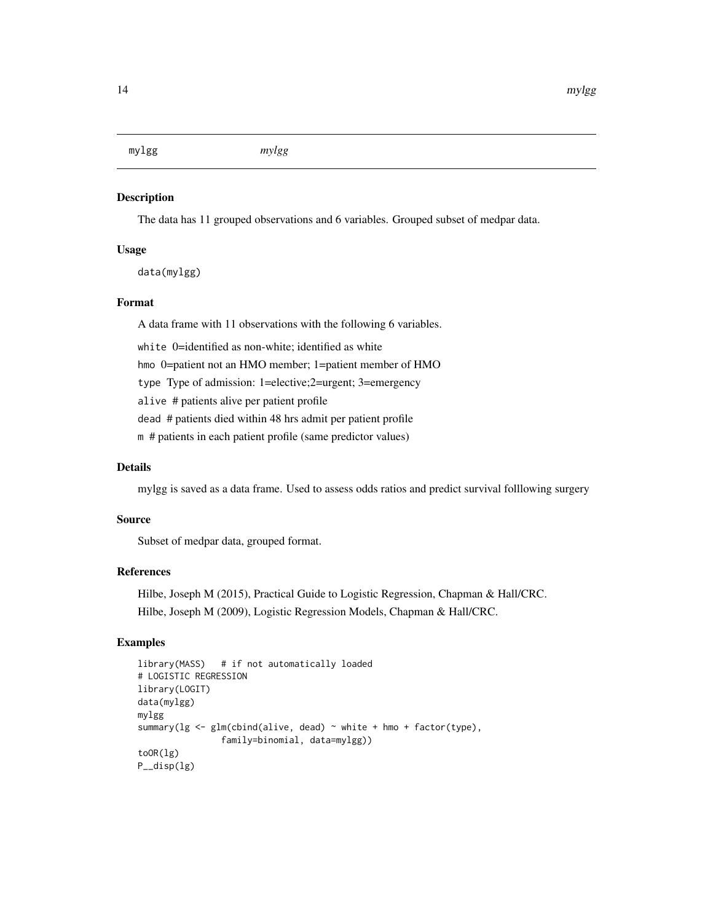# mylgg — *mylgg*

## Description

The data has 11 grouped observations and 6 variables. Grouped subset of medpar data.

## Usage

```
data(mylgg)
```

## Format

A data frame with 11 observations with the following 6 variables.

- `white` 0=identified as non-white; identified as white
- `hmo` 0=patient not an HMO member; 1=patient member of HMO
- `type` Type of admission: 1=elective;2=urgent; 3=emergency
- `alive` # patients alive per patient profile
- `dead` # patients died within 48 hrs admit per patient profile
- `m` # patients in each patient profile (same predictor values)

## Details

mylgg is saved as a data frame. Used to assess odds ratios and predict survival folllowing surgery

## Source

Subset of medpar data, grouped format.

## References

Hilbe, Joseph M (2015), Practical Guide to Logistic Regression, Chapman & Hall/CRC.

Hilbe, Joseph M (2009), Logistic Regression Models, Chapman & Hall/CRC.

## Examples

```
library(MASS)   # if not automatically loaded
# LOGISTIC REGRESSION
library(LOGIT)
data(mylgg)
mylgg
summary(lg <- glm(cbind(alive, dead) ~ white + hmo + factor(type),
                family=binomial, data=mylgg))
toOR(lg)
P__disp(lg)
```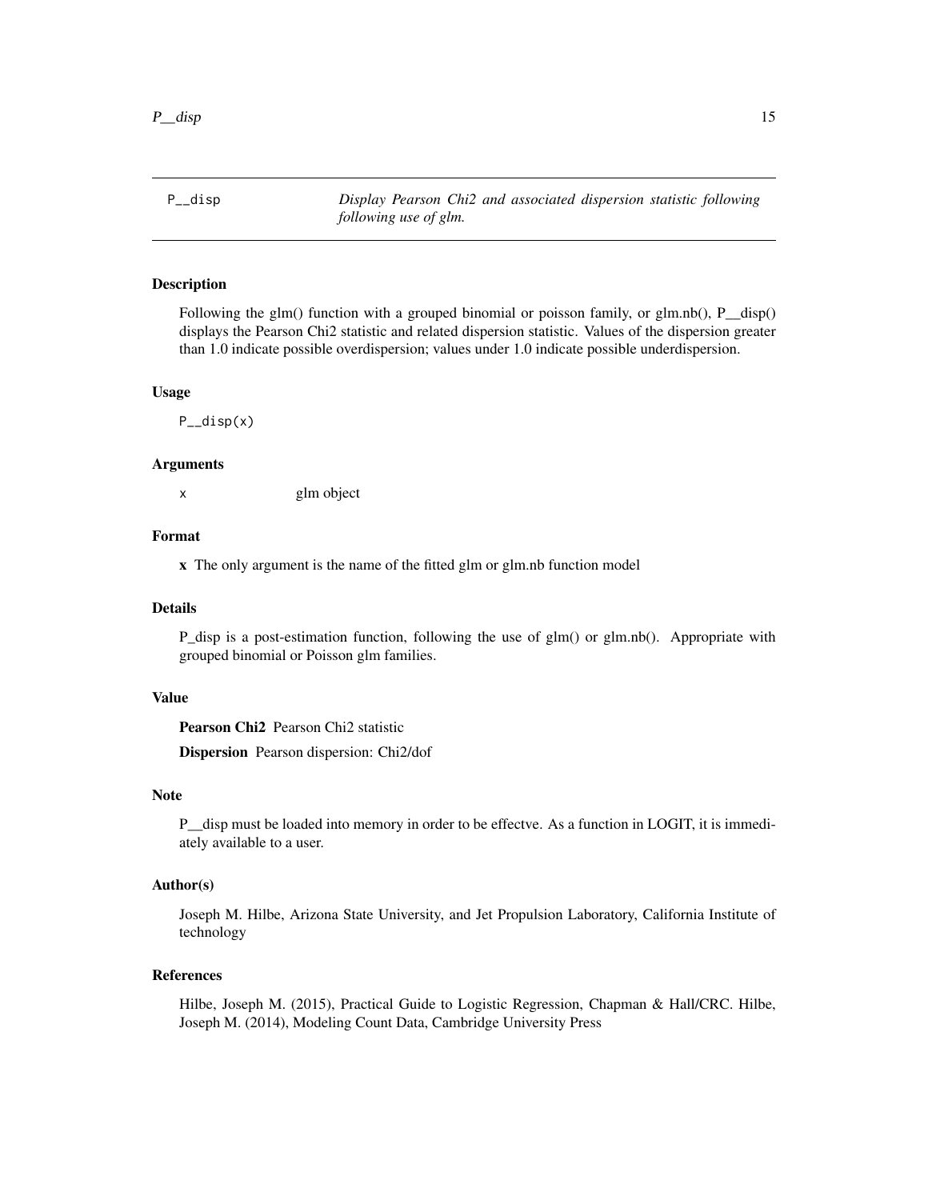P__disp *Display Pearson Chi2 and associated dispersion statistic following following use of glm.*

## Description

Following the glm() function with a grouped binomial or poisson family, or glm.nb(), P__disp() displays the Pearson Chi2 statistic and related dispersion statistic. Values of the dispersion greater than 1.0 indicate possible overdispersion; values under 1.0 indicate possible underdispersion.

## Usage

```
P__disp(x)
```

## Arguments

x glm object

## Format

**x** The only argument is the name of the fitted glm or glm.nb function model

## Details

P_disp is a post-estimation function, following the use of glm() or glm.nb(). Appropriate with grouped binomial or Poisson glm families.

## Value

**Pearson Chi2** Pearson Chi2 statistic

**Dispersion** Pearson dispersion: Chi2/dof

## Note

P__disp must be loaded into memory in order to be effectve. As a function in LOGIT, it is immediately available to a user.

## Author(s)

Joseph M. Hilbe, Arizona State University, and Jet Propulsion Laboratory, California Institute of technology

## References

Hilbe, Joseph M. (2015), Practical Guide to Logistic Regression, Chapman & Hall/CRC. Hilbe, Joseph M. (2014), Modeling Count Data, Cambridge University Press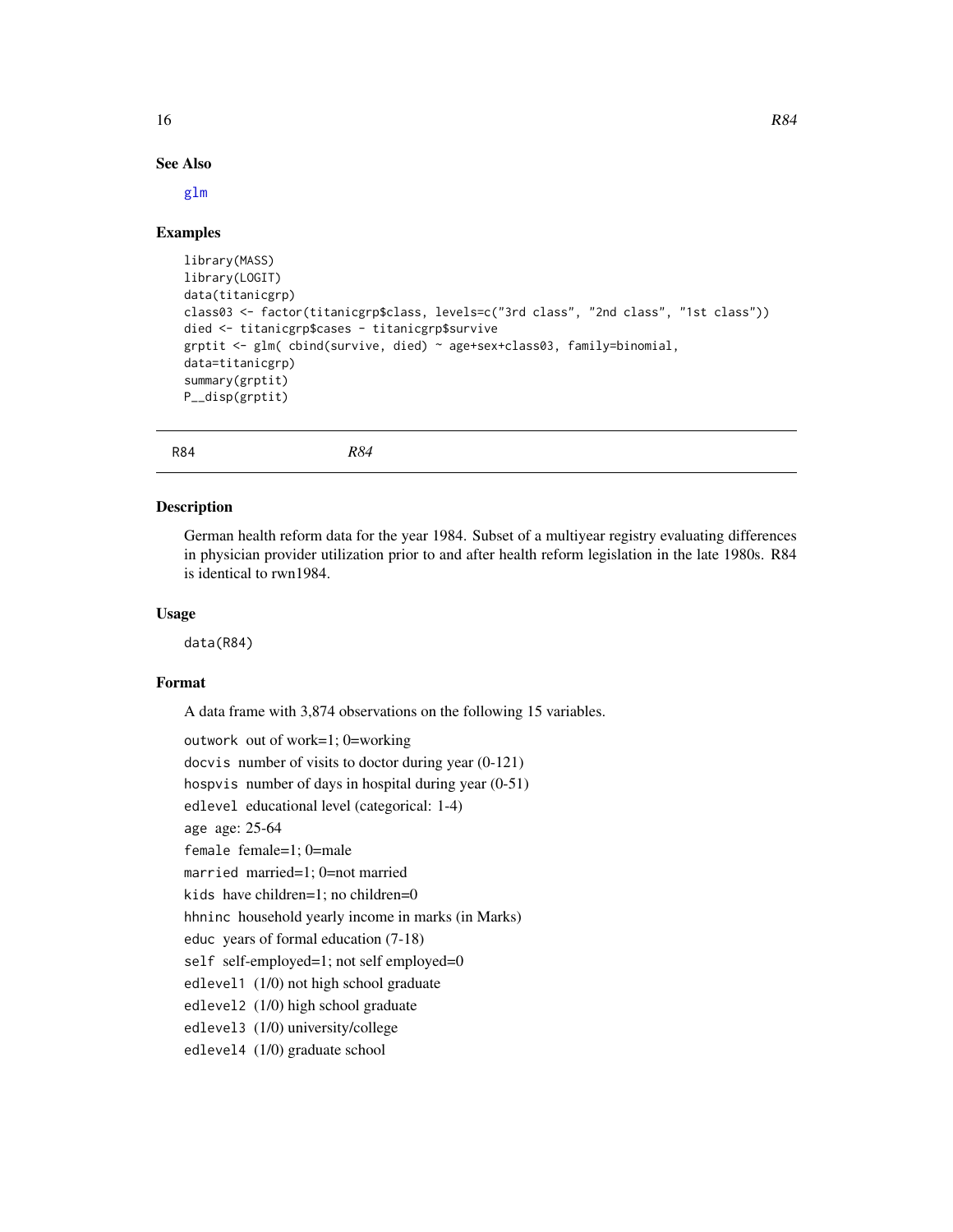### See Also

glm

### Examples

```
library(MASS)
library(LOGIT)
data(titanicgrp)
class03 <- factor(titanicgrp$class, levels=c("3rd class", "2nd class", "1st class"))
died <- titanicgrp$cases - titanicgrp$survive
grptit <- glm( cbind(survive, died) ~ age+sex+class03, family=binomial,
data=titanicgrp)
summary(grptit)
P__disp(grptit)
```

---

## R84 *R84*

---

### Description

German health reform data for the year 1984. Subset of a multiyear registry evaluating differences in physician provider utilization prior to and after health reform legislation in the late 1980s. R84 is identical to rwn1984.

### Usage

```
data(R84)
```

### Format

A data frame with 3,874 observations on the following 15 variables.

`outwork` out of work=1; 0=working

`docvis` number of visits to doctor during year (0-121)

`hospvis` number of days in hospital during year (0-51)

`edlevel` educational level (categorical: 1-4)

`age` age: 25-64

`female` female=1; 0=male

`married` married=1; 0=not married

`kids` have children=1; no children=0

`hhninc` household yearly income in marks (in Marks)

`educ` years of formal education (7-18)

`self` self-employed=1; not self employed=0

`edlevel1` (1/0) not high school graduate

`edlevel2` (1/0) high school graduate

`edlevel3` (1/0) university/college

`edlevel4` (1/0) graduate school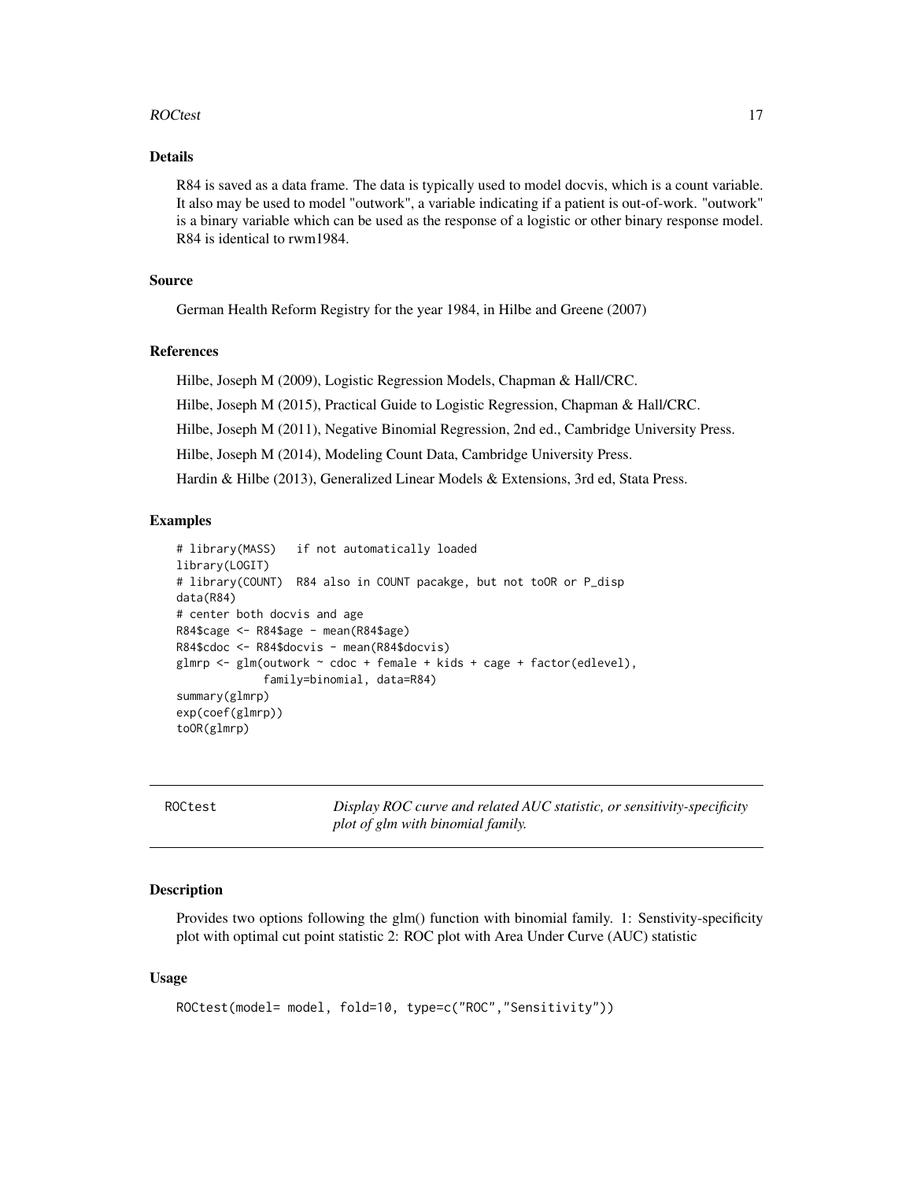### Details

R84 is saved as a data frame. The data is typically used to model docvis, which is a count variable. It also may be used to model "outwork", a variable indicating if a patient is out-of-work. "outwork" is a binary variable which can be used as the response of a logistic or other binary response model. R84 is identical to rwm1984.

### Source

German Health Reform Registry for the year 1984, in Hilbe and Greene (2007)

### References

Hilbe, Joseph M (2009), Logistic Regression Models, Chapman & Hall/CRC.

Hilbe, Joseph M (2015), Practical Guide to Logistic Regression, Chapman & Hall/CRC.

Hilbe, Joseph M (2011), Negative Binomial Regression, 2nd ed., Cambridge University Press.

Hilbe, Joseph M (2014), Modeling Count Data, Cambridge University Press.

Hardin & Hilbe (2013), Generalized Linear Models & Extensions, 3rd ed, Stata Press.

### Examples

```
# library(MASS)   if not automatically loaded
library(LOGIT)
# library(COUNT)  R84 also in COUNT pacakge, but not toOR or P_disp
data(R84)
# center both docvis and age
R84$cage <- R84$age - mean(R84$age)
R84$cdoc <- R84$docvis - mean(R84$docvis)
glmrp <- glm(outwork ~ cdoc + female + kids + cage + factor(edlevel),
             family=binomial, data=R84)
summary(glmrp)
exp(coef(glmrp))
toOR(glmrp)
```

---

## ROCtest — *Display ROC curve and related AUC statistic, or sensitivity-specificity plot of glm with binomial family.*

---

### Description

Provides two options following the glm() function with binomial family. 1: Senstivity-specificity plot with optimal cut point statistic 2: ROC plot with Area Under Curve (AUC) statistic

### Usage

```
ROCtest(model= model, fold=10, type=c("ROC","Sensitivity"))
```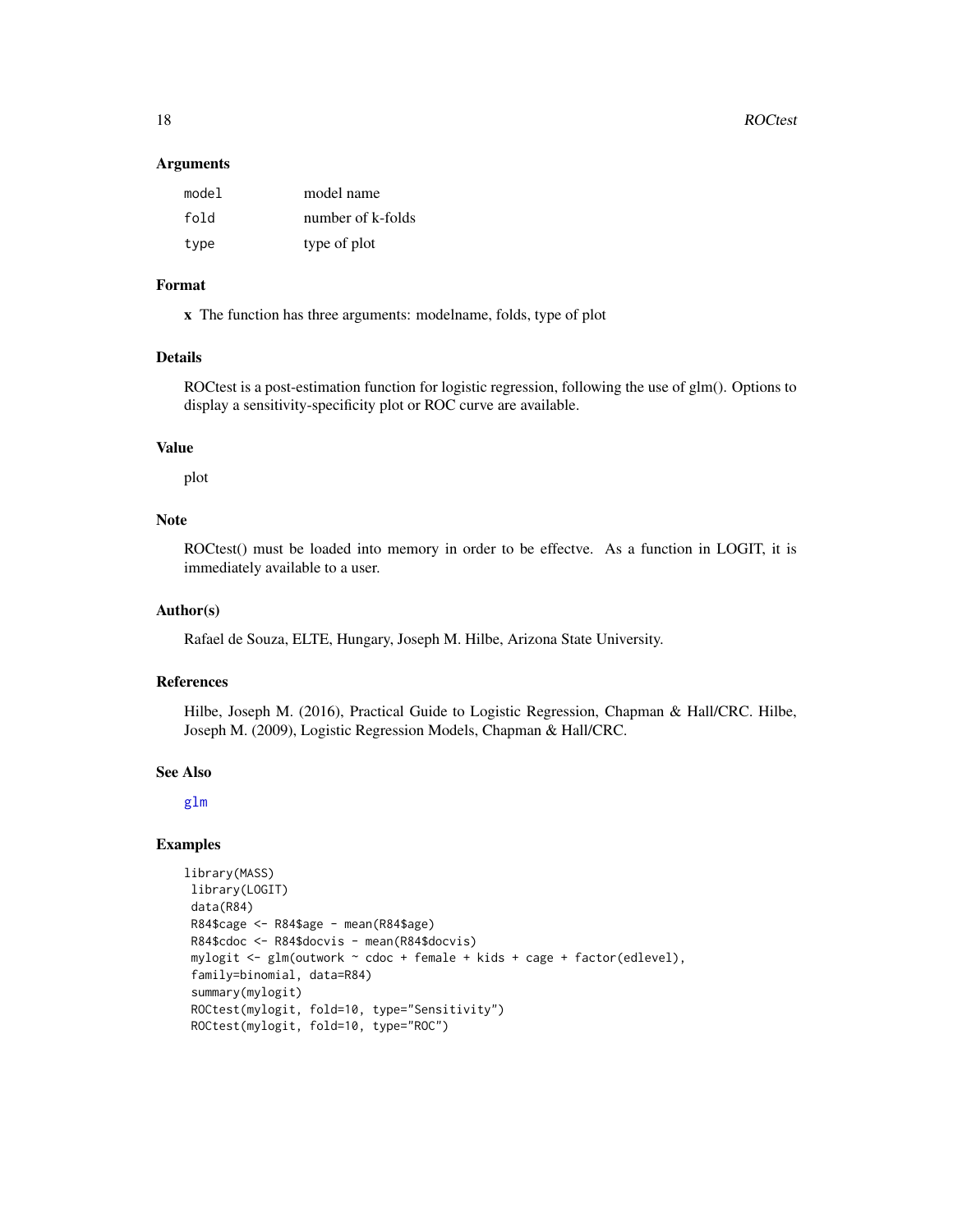### Arguments

| | |
|---|---|
| model | model name |
| fold | number of k-folds |
| type | type of plot |

### Format

**x** The function has three arguments: modelname, folds, type of plot

### Details

ROCtest is a post-estimation function for logistic regression, following the use of glm(). Options to display a sensitivity-specificity plot or ROC curve are available.

### Value

plot

### Note

ROCtest() must be loaded into memory in order to be effectve. As a function in LOGIT, it is immediately available to a user.

### Author(s)

Rafael de Souza, ELTE, Hungary, Joseph M. Hilbe, Arizona State University.

### References

Hilbe, Joseph M. (2016), Practical Guide to Logistic Regression, Chapman & Hall/CRC. Hilbe, Joseph M. (2009), Logistic Regression Models, Chapman & Hall/CRC.

### See Also

glm

### Examples

```
library(MASS)
 library(LOGIT)
 data(R84)
 R84$cage <- R84$age - mean(R84$age)
 R84$cdoc <- R84$docvis - mean(R84$docvis)
 mylogit <- glm(outwork ~ cdoc + female + kids + cage + factor(edlevel),
 family=binomial, data=R84)
 summary(mylogit)
 ROCtest(mylogit, fold=10, type="Sensitivity")
 ROCtest(mylogit, fold=10, type="ROC")
```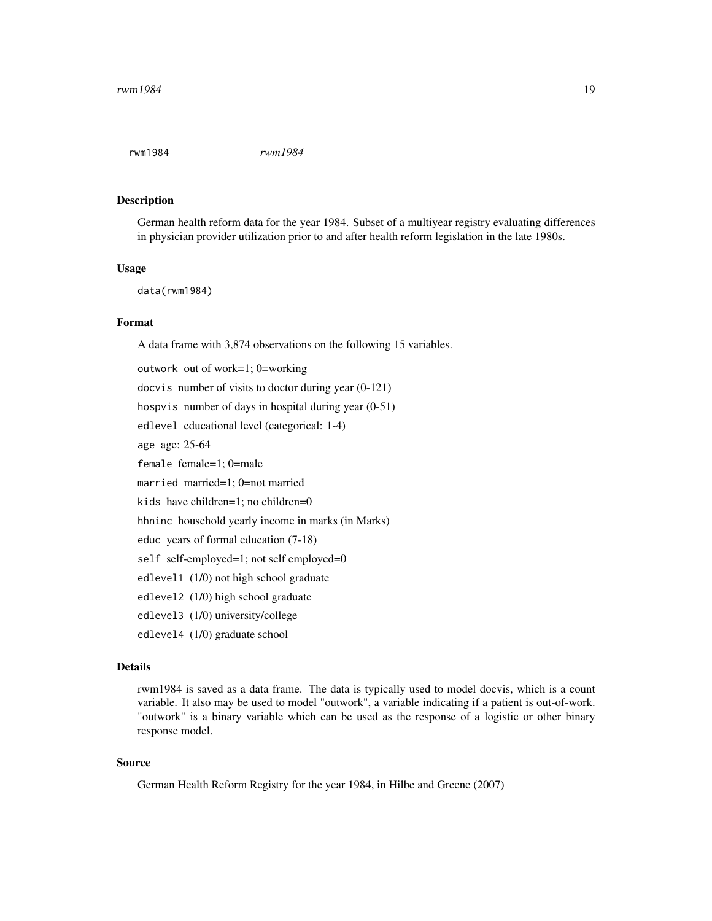rwm1984 *rwm1984*

### Description

German health reform data for the year 1984. Subset of a multiyear registry evaluating differences in physician provider utilization prior to and after health reform legislation in the late 1980s.

### Usage

```
data(rwm1984)
```

### Format

A data frame with 3,874 observations on the following 15 variables.

`outwork` out of work=1; 0=working

`docvis` number of visits to doctor during year (0-121)

`hospvis` number of days in hospital during year (0-51)

`edlevel` educational level (categorical: 1-4)

`age` age: 25-64

`female` female=1; 0=male

`married` married=1; 0=not married

`kids` have children=1; no children=0

`hhninc` household yearly income in marks (in Marks)

`educ` years of formal education (7-18)

`self` self-employed=1; not self employed=0

`edlevel1` (1/0) not high school graduate

`edlevel2` (1/0) high school graduate

`edlevel3` (1/0) university/college

`edlevel4` (1/0) graduate school

### Details

rwm1984 is saved as a data frame. The data is typically used to model docvis, which is a count variable. It also may be used to model "outwork", a variable indicating if a patient is out-of-work. "outwork" is a binary variable which can be used as the response of a logistic or other binary response model.

### Source

German Health Reform Registry for the year 1984, in Hilbe and Greene (2007)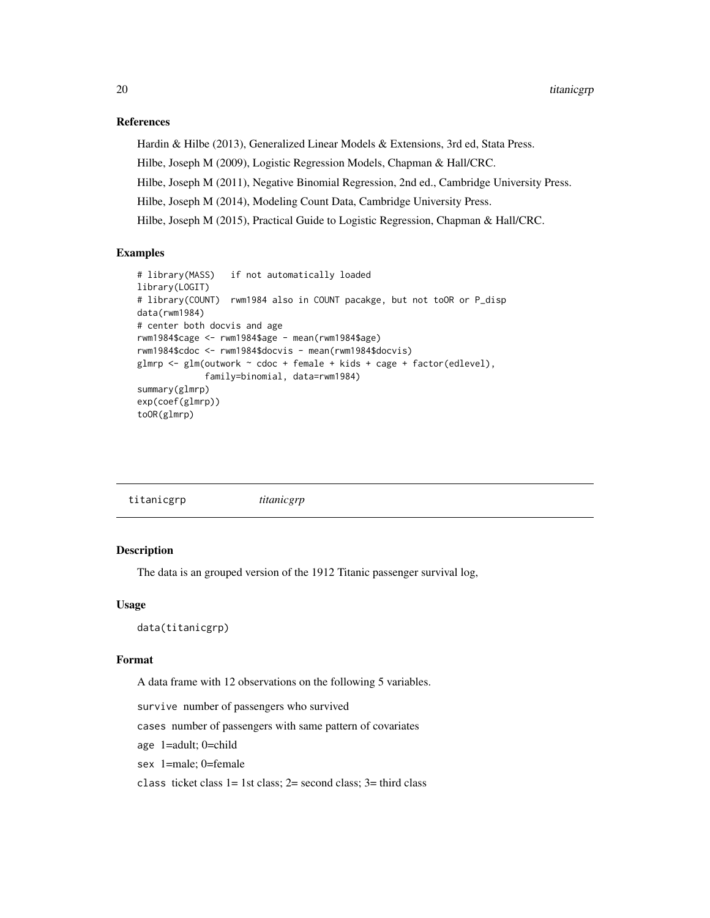### References

Hardin & Hilbe (2013), Generalized Linear Models & Extensions, 3rd ed, Stata Press.

Hilbe, Joseph M (2009), Logistic Regression Models, Chapman & Hall/CRC.

Hilbe, Joseph M (2011), Negative Binomial Regression, 2nd ed., Cambridge University Press.

Hilbe, Joseph M (2014), Modeling Count Data, Cambridge University Press.

Hilbe, Joseph M (2015), Practical Guide to Logistic Regression, Chapman & Hall/CRC.

### Examples

```
# library(MASS)   if not automatically loaded
library(LOGIT)
# library(COUNT)  rwm1984 also in COUNT pacakge, but not toOR or P_disp
data(rwm1984)
# center both docvis and age
rwm1984$cage <- rwm1984$age - mean(rwm1984$age)
rwm1984$cdoc <- rwm1984$docvis - mean(rwm1984$docvis)
glmrp <- glm(outwork ~ cdoc + female + kids + cage + factor(edlevel),
             family=binomial, data=rwm1984)
summary(glmrp)
exp(coef(glmrp))
toOR(glmrp)
```

---

## titanicgrp *titanicgrp*

---

### Description

The data is an grouped version of the 1912 Titanic passenger survival log,

### Usage

```
data(titanicgrp)
```

### Format

A data frame with 12 observations on the following 5 variables.

`survive` number of passengers who survived

`cases` number of passengers with same pattern of covariates

`age` 1=adult; 0=child

`sex` 1=male; 0=female

`class` ticket class 1= 1st class; 2= second class; 3= third class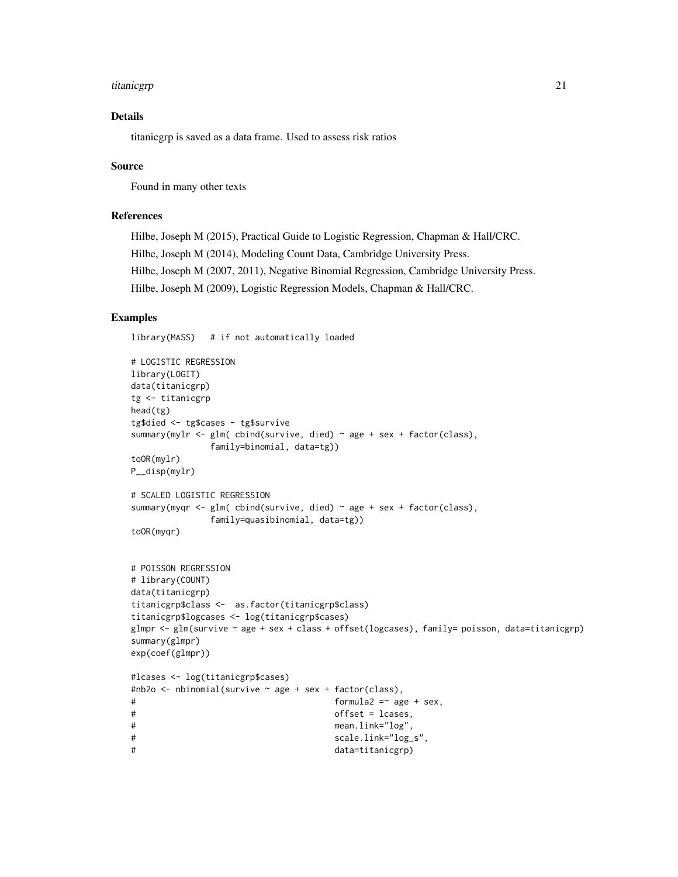## Details

titanicgrp is saved as a data frame. Used to assess risk ratios

## Source

Found in many other texts

## References

Hilbe, Joseph M (2015), Practical Guide to Logistic Regression, Chapman & Hall/CRC.

Hilbe, Joseph M (2014), Modeling Count Data, Cambridge University Press.

Hilbe, Joseph M (2007, 2011), Negative Binomial Regression, Cambridge University Press.

Hilbe, Joseph M (2009), Logistic Regression Models, Chapman & Hall/CRC.

## Examples

```
library(MASS)   # if not automatically loaded

# LOGISTIC REGRESSION
library(LOGIT)
data(titanicgrp)
tg <- titanicgrp
head(tg)
tg$died <- tg$cases - tg$survive
summary(mylr <- glm( cbind(survive, died) ~ age + sex + factor(class),
                family=binomial, data=tg))
toOR(mylr)
P__disp(mylr)

# SCALED LOGISTIC REGRESSION
summary(myqr <- glm( cbind(survive, died) ~ age + sex + factor(class),
                family=quasibinomial, data=tg))
toOR(myqr)


# POISSON REGRESSION
# library(COUNT)
data(titanicgrp)
titanicgrp$class <-  as.factor(titanicgrp$class)
titanicgrp$logcases <- log(titanicgrp$cases)
glmpr <- glm(survive ~ age + sex + class + offset(logcases), family= poisson, data=titanicgrp)
summary(glmpr)
exp(coef(glmpr))

#lcases <- log(titanicgrp$cases)
#nb2o <- nbinomial(survive ~ age + sex + factor(class),
#                                        formula2 =~ age + sex,
#                                        offset = lcases,
#                                        mean.link="log",
#                                        scale.link="log_s",
#                                        data=titanicgrp)
```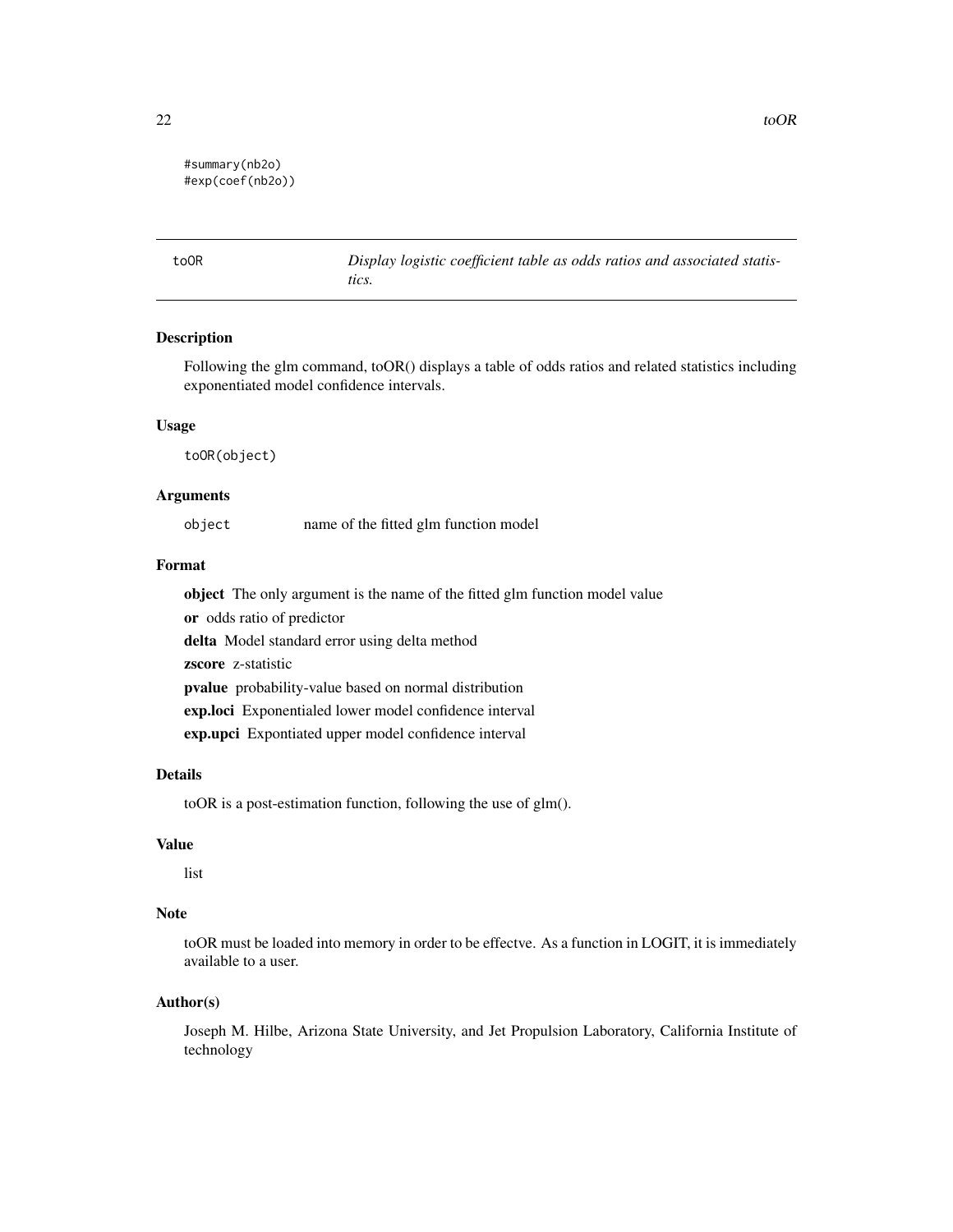```
#summary(nb2o)
#exp(coef(nb2o))
```

## toOR    *Display logistic coefficient table as odds ratios and associated statistics.*

### Description

Following the glm command, toOR() displays a table of odds ratios and related statistics including exponentiated model confidence intervals.

### Usage

```
toOR(object)
```

### Arguments

`object`    name of the fitted glm function model

### Format

**object** The only argument is the name of the fitted glm function model value

**or** odds ratio of predictor

**delta** Model standard error using delta method

**zscore** z-statistic

**pvalue** probability-value based on normal distribution

**exp.loci** Exponentialed lower model confidence interval

**exp.upci** Expontiated upper model confidence interval

### Details

toOR is a post-estimation function, following the use of glm().

### Value

list

### Note

toOR must be loaded into memory in order to be effectve. As a function in LOGIT, it is immediately available to a user.

### Author(s)

Joseph M. Hilbe, Arizona State University, and Jet Propulsion Laboratory, California Institute of technology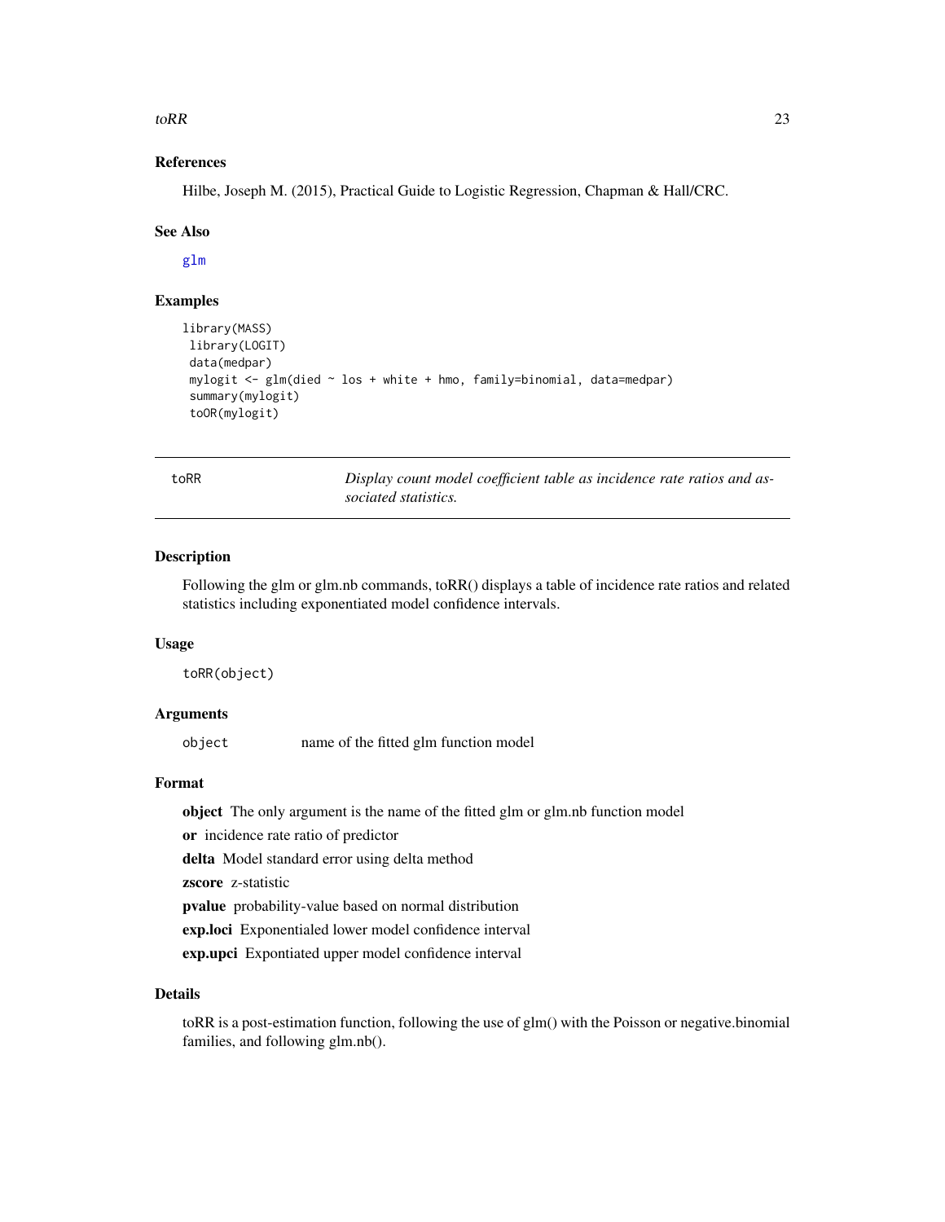### References

Hilbe, Joseph M. (2015), Practical Guide to Logistic Regression, Chapman & Hall/CRC.

### See Also

glm

### Examples

```
library(MASS)
 library(LOGIT)
 data(medpar)
 mylogit <- glm(died ~ los + white + hmo, family=binomial, data=medpar)
 summary(mylogit)
 toOR(mylogit)
```

---

## toRR — *Display count model coefficient table as incidence rate ratios and associated statistics.*

---

### Description

Following the glm or glm.nb commands, toRR() displays a table of incidence rate ratios and related statistics including exponentiated model confidence intervals.

### Usage

```
toRR(object)
```

### Arguments

`object` name of the fitted glm function model

### Format

**object** The only argument is the name of the fitted glm or glm.nb function model

**or** incidence rate ratio of predictor

**delta** Model standard error using delta method

**zscore** z-statistic

**pvalue** probability-value based on normal distribution

**exp.loci** Exponentialed lower model confidence interval

**exp.upci** Expontiated upper model confidence interval

### Details

toRR is a post-estimation function, following the use of glm() with the Poisson or negative.binomial families, and following glm.nb().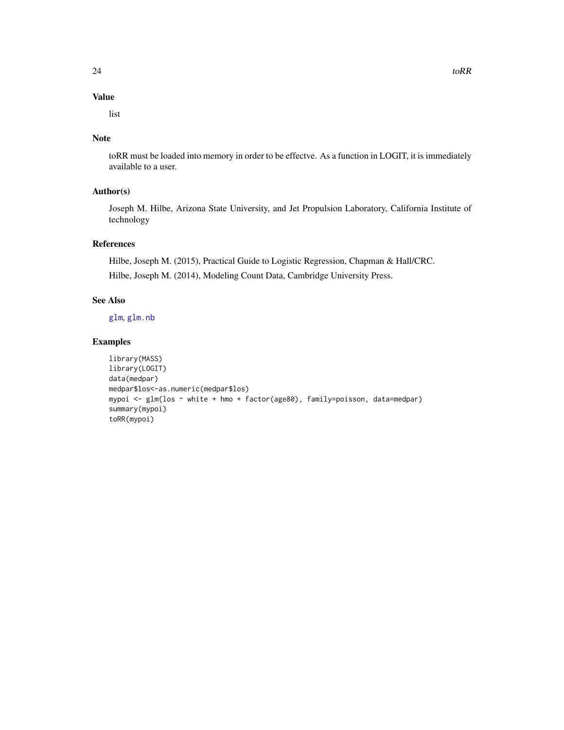## Value

list

## Note

toRR must be loaded into memory in order to be effectve. As a function in LOGIT, it is immediately available to a user.

## Author(s)

Joseph M. Hilbe, Arizona State University, and Jet Propulsion Laboratory, California Institute of technology

## References

Hilbe, Joseph M. (2015), Practical Guide to Logistic Regression, Chapman & Hall/CRC.

Hilbe, Joseph M. (2014), Modeling Count Data, Cambridge University Press.

## See Also

`glm`, `glm.nb`

## Examples

```
library(MASS)
library(LOGIT)
data(medpar)
medpar$los<-as.numeric(medpar$los)
mypoi <- glm(los ~ white + hmo + factor(age80), family=poisson, data=medpar)
summary(mypoi)
toRR(mypoi)
```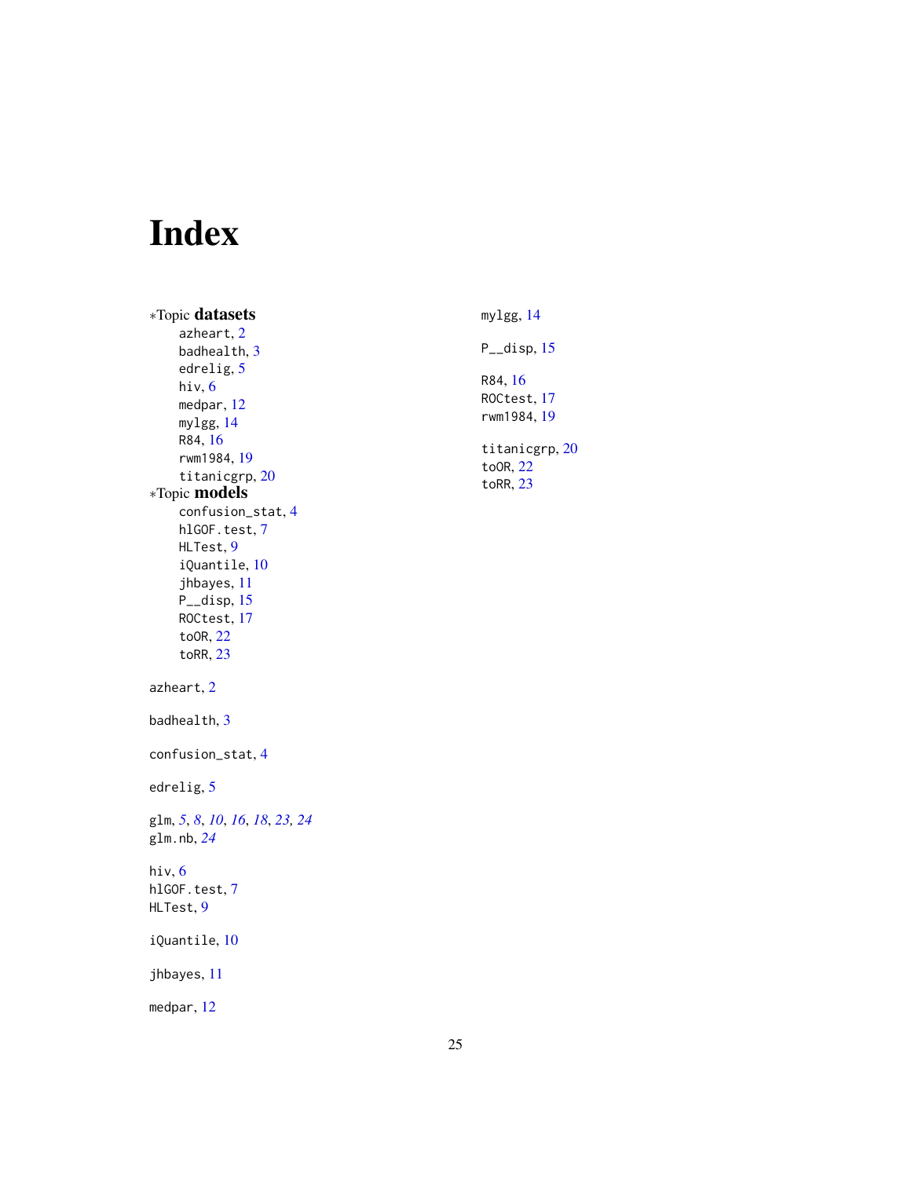# Index

∗Topic **datasets**
- azheart, 2
- badhealth, 3
- edrelig, 5
- hiv, 6
- medpar, 12
- mylgg, 14
- R84, 16
- rwm1984, 19
- titanicgrp, 20

∗Topic **models**
- confusion_stat, 4
- hlGOF.test, 7
- HLTest, 9
- iQuantile, 10
- jhbayes, 11
- P__disp, 15
- ROCtest, 17
- toOR, 22
- toRR, 23

azheart, 2

badhealth, 3

confusion_stat, 4

edrelig, 5

glm, *5*, *8*, *10*, *16*, *18*, *23, 24*
glm.nb, *24*

hiv, 6
hlGOF.test, 7
HLTest, 9

iQuantile, 10

jhbayes, 11

medpar, 12

mylgg, 14

P__disp, 15

R84, 16
ROCtest, 17
rwm1984, 19

titanicgrp, 20
toOR, 22
toRR, 23